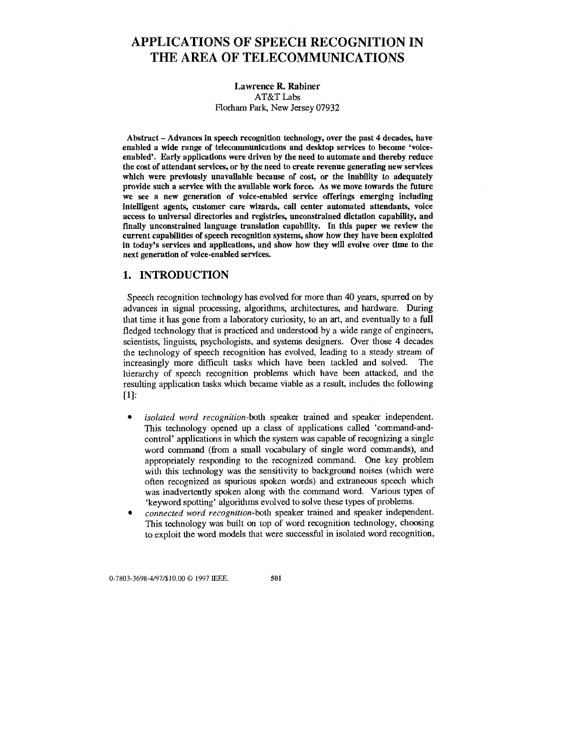# APPLICATIONS OF SPEECH RECOGNITION IN THE AREA OF TELECOMMUNICATIONS

**Lawrence R. Rabiner**
AT&T Labs
Florham Park, New Jersey 07932

**Abstract – Advances in speech recognition technology, over the past 4 decades, have enabled a wide range of telecommunications and desktop services to become 'voice-enabled'. Early applications were driven by the need to automate and thereby reduce the cost of attendant services, or by the need to create revenue generating new services which were previously unavailable because of cost, or the inability to adequately provide such a service with the available work force. As we move towards the future we see a new generation of voice-enabled service offerings emerging including intelligent agents, customer care wizards, call center automated attendants, voice access to universal directories and registries, unconstrained dictation capability, and finally unconstrained language translation capability. In this paper we review the current capabilities of speech recognition systems, show how they have been exploited in today's services and applications, and show how they will evolve over time to the next generation of voice-enabled services.**

## 1. INTRODUCTION

Speech recognition technology has evolved for more than 40 years, spurred on by advances in signal processing, algorithms, architectures, and hardware. During that time it has gone from a laboratory curiosity, to an art, and eventually to a full fledged technology that is practiced and understood by a wide range of engineers, scientists, linguists, psychologists, and systems designers. Over those 4 decades the technology of speech recognition has evolved, leading to a steady stream of increasingly more difficult tasks which have been tackled and solved. The hierarchy of speech recognition problems which have been attacked, and the resulting application tasks which became viable as a result, includes the following [1]:

- *isolated word recognition*-both speaker trained and speaker independent. This technology opened up a class of applications called 'command-and-control' applications in which the system was capable of recognizing a single word command (from a small vocabulary of single word commands), and appropriately responding to the recognized command. One key problem with this technology was the sensitivity to background noises (which were often recognized as spurious spoken words) and extraneous speech which was inadvertently spoken along with the command word. Various types of 'keyword spotting' algorithms evolved to solve these types of problems.
- *connected word recognition*-both speaker trained and speaker independent. This technology was built on top of word recognition technology, choosing to exploit the word models that were successful in isolated word recognition,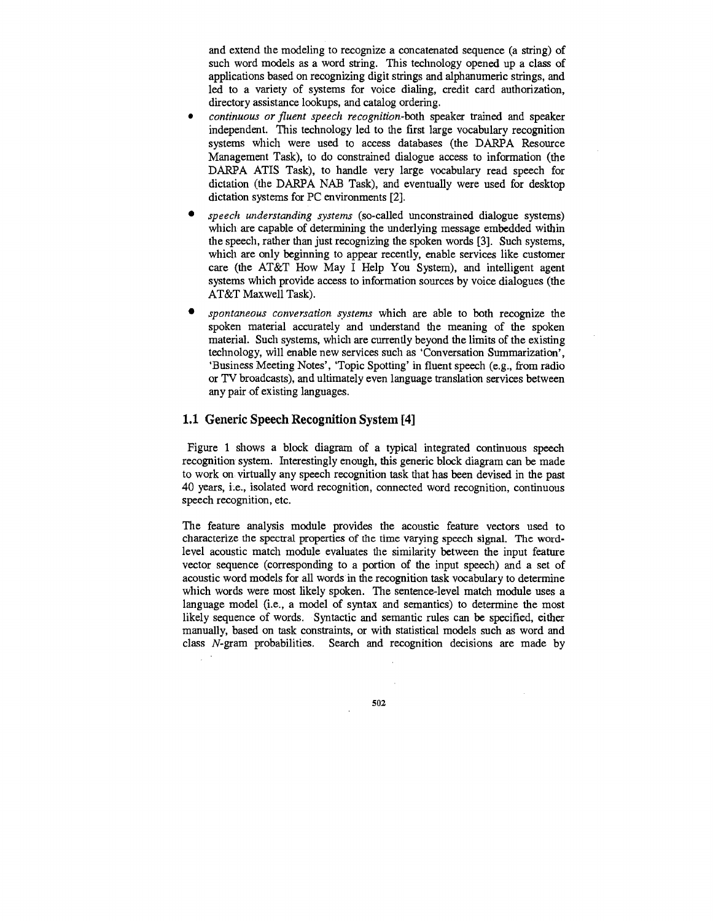and extend the modeling to recognize a concatenated sequence (a string) of such word models as a word string. This technology opened up a class of applications based on recognizing digit strings and alphanumeric strings, and led to a variety of systems for voice dialing, credit card authorization, directory assistance lookups, and catalog ordering.

- *continuous or fluent speech recognition*-both speaker trained and speaker independent. This technology led to the first large vocabulary recognition systems which were used to access databases (the DARPA Resource Management Task), to do constrained dialogue access to information (the DARPA ATIS Task), to handle very large vocabulary read speech for dictation (the DARPA NAB Task), and eventually were used for desktop dictation systems for PC environments [2].
- *speech understanding systems* (so-called unconstrained dialogue systems) which are capable of determining the underlying message embedded within the speech, rather than just recognizing the spoken words [3]. Such systems, which are only beginning to appear recently, enable services like customer care (the AT&T How May I Help You System), and intelligent agent systems which provide access to information sources by voice dialogues (the AT&T Maxwell Task).
- *spontaneous conversation systems* which are able to both recognize the spoken material accurately and understand the meaning of the spoken material. Such systems, which are currently beyond the limits of the existing technology, will enable new services such as 'Conversation Summarization', 'Business Meeting Notes', 'Topic Spotting' in fluent speech (e.g., from radio or TV broadcasts), and ultimately even language translation services between any pair of existing languages.

## 1.1 Generic Speech Recognition System [4]

Figure 1 shows a block diagram of a typical integrated continuous speech recognition system. Interestingly enough, this generic block diagram can be made to work on virtually any speech recognition task that has been devised in the past 40 years, i.e., isolated word recognition, connected word recognition, continuous speech recognition, etc.

The feature analysis module provides the acoustic feature vectors used to characterize the spectral properties of the time varying speech signal. The word-level acoustic match module evaluates the similarity between the input feature vector sequence (corresponding to a portion of the input speech) and a set of acoustic word models for all words in the recognition task vocabulary to determine which words were most likely spoken. The sentence-level match module uses a language model (i.e., a model of syntax and semantics) to determine the most likely sequence of words. Syntactic and semantic rules can be specified, either manually, based on task constraints, or with statistical models such as word and class $N$-gram probabilities. Search and recognition decisions are made by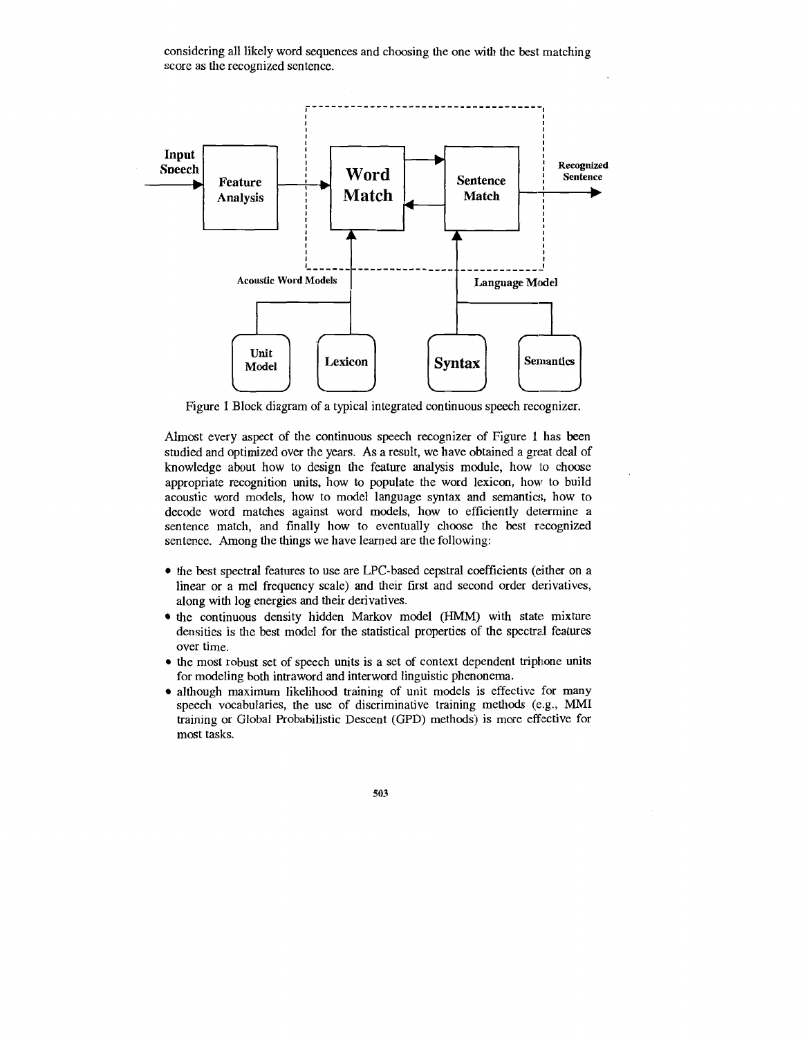considering all likely word sequences and choosing the one with the best matching score as the recognized sentence.

Figure 1 Block diagram of a typical integrated continuous speech recognizer.

Almost every aspect of the continuous speech recognizer of Figure 1 has been studied and optimized over the years. As a result, we have obtained a great deal of knowledge about how to design the feature analysis module, how to choose appropriate recognition units, how to populate the word lexicon, how to build acoustic word models, how to model language syntax and semantics, how to decode word matches against word models, how to efficiently determine a sentence match, and finally how to eventually choose the best recognized sentence. Among the things we have learned are the following:

- the best spectral features to use are LPC-based cepstral coefficients (either on a linear or a mel frequency scale) and their first and second order derivatives, along with log energies and their derivatives.
- the continuous density hidden Markov model (HMM) with state mixture densities is the best model for the statistical properties of the spectral features over time.
- the most robust set of speech units is a set of context dependent triphone units for modeling both intraword and interword linguistic phenonema.
- although maximum likelihood training of unit models is effective for many speech vocabularies, the use of discriminative training methods (e.g., MMI training or Global Probabilistic Descent (GPD) methods) is more effective for most tasks.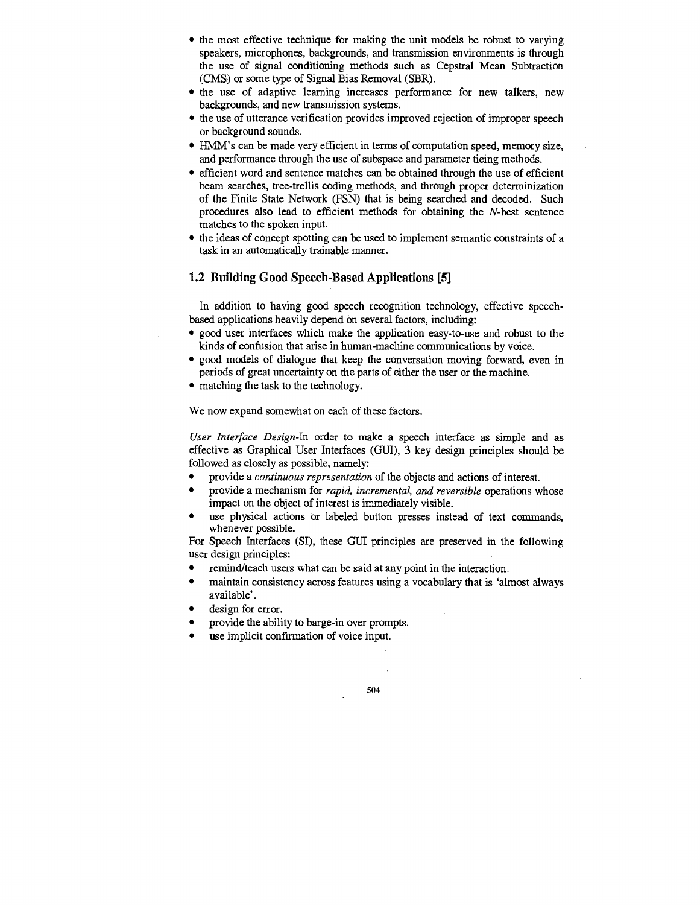- the most effective technique for making the unit models be robust to varying speakers, microphones, backgrounds, and transmission environments is through the use of signal conditioning methods such as Cepstral Mean Subtraction (CMS) or some type of Signal Bias Removal (SBR).
- the use of adaptive learning increases performance for new talkers, new backgrounds, and new transmission systems.
- the use of utterance verification provides improved rejection of improper speech or background sounds.
- HMM's can be made very efficient in terms of computation speed, memory size, and performance through the use of subspace and parameter tieing methods.
- efficient word and sentence matches can be obtained through the use of efficient beam searches, tree-trellis coding methods, and through proper determinization of the Finite State Network (FSN) that is being searched and decoded. Such procedures also lead to efficient methods for obtaining the *N*-best sentence matches to the spoken input.
- the ideas of concept spotting can be used to implement semantic constraints of a task in an automatically trainable manner.

## 1.2 Building Good Speech-Based Applications [5]

In addition to having good speech recognition technology, effective speech-based applications heavily depend on several factors, including:

- good user interfaces which make the application easy-to-use and robust to the kinds of confusion that arise in human-machine communications by voice.
- good models of dialogue that keep the conversation moving forward, even in periods of great uncertainty on the parts of either the user or the machine.
- matching the task to the technology.

We now expand somewhat on each of these factors.

*User Interface Design*-In order to make a speech interface as simple and as effective as Graphical User Interfaces (GUI), 3 key design principles should be followed as closely as possible, namely:

- provide a *continuous representation* of the objects and actions of interest.
- provide a mechanism for *rapid, incremental, and reversible* operations whose impact on the object of interest is immediately visible.
- use physical actions or labeled button presses instead of text commands, whenever possible.

For Speech Interfaces (SI), these GUI principles are preserved in the following user design principles:

- remind/teach users what can be said at any point in the interaction.
- maintain consistency across features using a vocabulary that is 'almost always available'.
- design for error.
- provide the ability to barge-in over prompts.
- use implicit confirmation of voice input.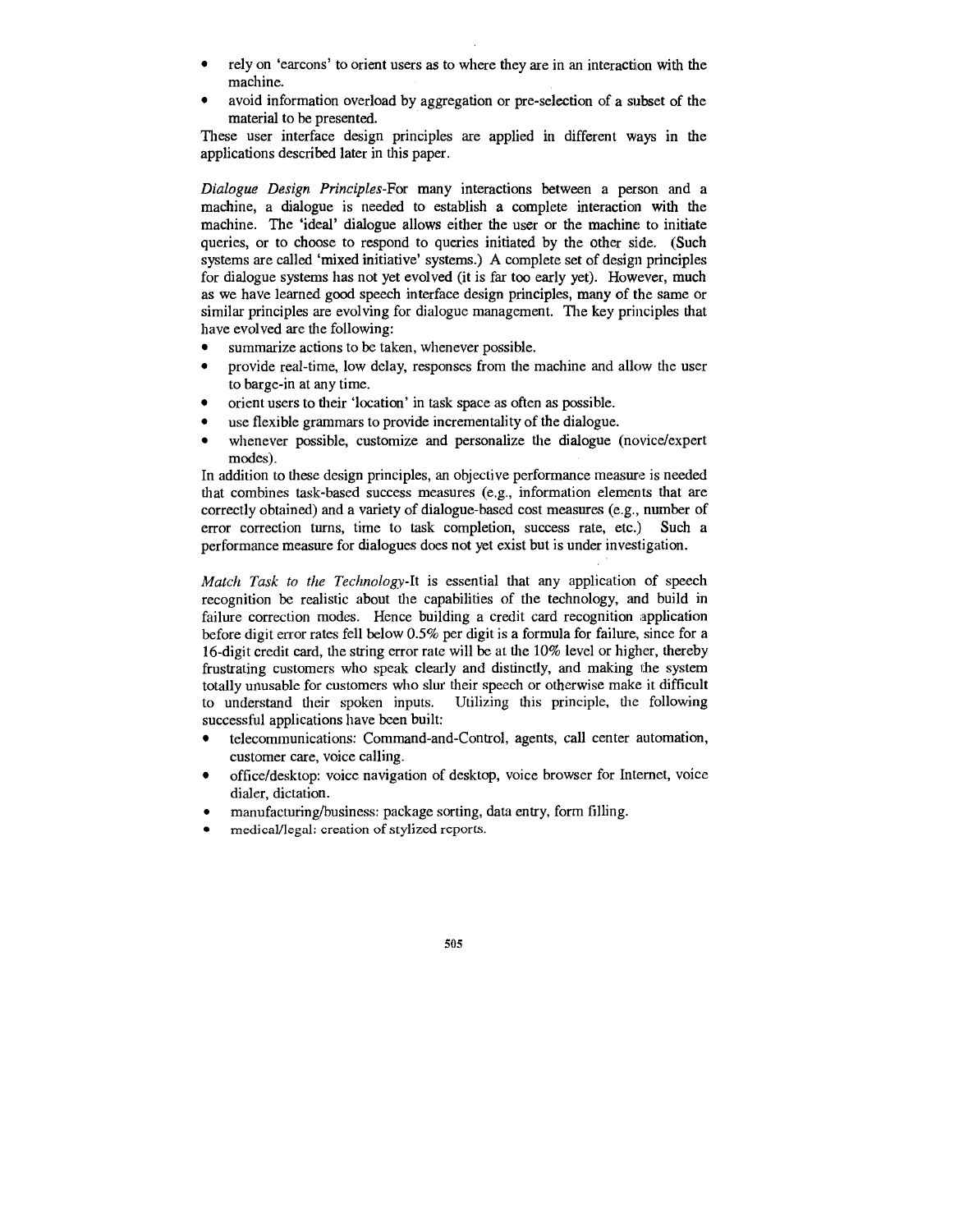- rely on 'earcons' to orient users as to where they are in an interaction with the machine.
- avoid information overload by aggregation or pre-selection of a subset of the material to be presented.

These user interface design principles are applied in different ways in the applications described later in this paper.

*Dialogue Design Principles*-For many interactions between a person and a machine, a dialogue is needed to establish a complete interaction with the machine. The 'ideal' dialogue allows either the user or the machine to initiate queries, or to choose to respond to queries initiated by the other side. (Such systems are called 'mixed initiative' systems.) A complete set of design principles for dialogue systems has not yet evolved (it is far too early yet). However, much as we have learned good speech interface design principles, many of the same or similar principles are evolving for dialogue management. The key principles that have evolved are the following:

- summarize actions to be taken, whenever possible.
- provide real-time, low delay, responses from the machine and allow the user to barge-in at any time.
- orient users to their 'location' in task space as often as possible.
- use flexible grammars to provide incrementality of the dialogue.
- whenever possible, customize and personalize the dialogue (novice/expert modes).

In addition to these design principles, an objective performance measure is needed that combines task-based success measures (e.g., information elements that are correctly obtained) and a variety of dialogue-based cost measures (e.g., number of error correction turns, time to task completion, success rate, etc.) Such a performance measure for dialogues does not yet exist but is under investigation.

*Match Task to the Technology*-It is essential that any application of speech recognition be realistic about the capabilities of the technology, and build in failure correction modes. Hence building a credit card recognition application before digit error rates fell below 0.5% per digit is a formula for failure, since for a 16-digit credit card, the string error rate will be at the 10% level or higher, thereby frustrating customers who speak clearly and distinctly, and making the system totally unusable for customers who slur their speech or otherwise make it difficult to understand their spoken inputs. Utilizing this principle, the following successful applications have been built:

- telecommunications: Command-and-Control, agents, call center automation, customer care, voice calling.
- office/desktop: voice navigation of desktop, voice browser for Internet, voice dialer, dictation.
- manufacturing/business: package sorting, data entry, form filling.
- medical/legal: creation of stylized reports.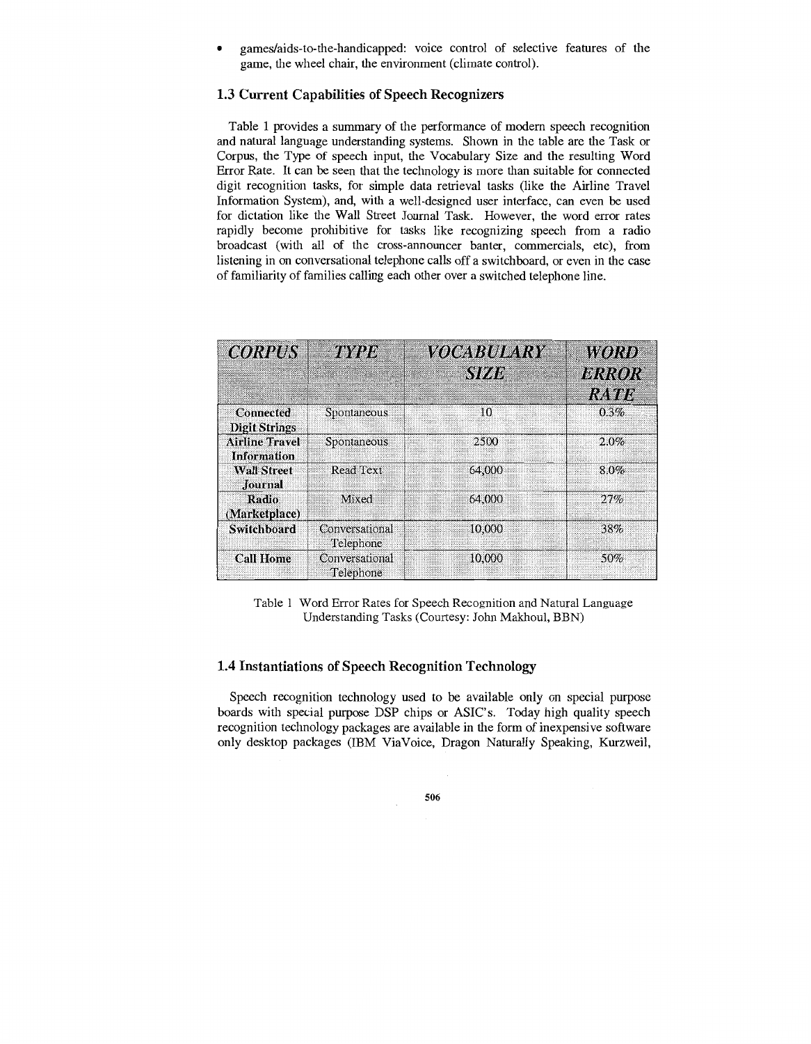- games/aids-to-the-handicapped: voice control of selective features of the game, the wheel chair, the environment (climate control).

### 1.3 Current Capabilities of Speech Recognizers

Table 1 provides a summary of the performance of modern speech recognition and natural language understanding systems. Shown in the table are the Task or Corpus, the Type of speech input, the Vocabulary Size and the resulting Word Error Rate. It can be seen that the technology is more than suitable for connected digit recognition tasks, for simple data retrieval tasks (like the Airline Travel Information System), and, with a well-designed user interface, can even be used for dictation like the Wall Street Journal Task. However, the word error rates rapidly become prohibitive for tasks like recognizing speech from a radio broadcast (with all of the cross-announcer banter, commercials, etc), from listening in on conversational telephone calls off a switchboard, or even in the case of familiarity of families calling each other over a switched telephone line.

| *CORPUS* | *TYPE* | *VOCABULARY SIZE* | *WORD ERROR RATE* |
|---|---|---|---|
| **Connected Digit Strings** | Spontaneous | 10 | 0.3% |
| **Airline Travel Information** | Spontaneous | 2500 | 2.0% |
| **Wall Street Journal** | Read Text | 64,000 | 8.0% |
| **Radio (Marketplace)** | Mixed | 64,000 | 27% |
| **Switchboard** | Conversational Telephone | 10,000 | 38% |
| **Call Home** | Conversational Telephone | 10,000 | 50% |

Table 1 Word Error Rates for Speech Recognition and Natural Language Understanding Tasks (Courtesy: John Makhoul, BBN)

### 1.4 Instantiations of Speech Recognition Technology

Speech recognition technology used to be available only on special purpose boards with special purpose DSP chips or ASIC's. Today high quality speech recognition technology packages are available in the form of inexpensive software only desktop packages (IBM ViaVoice, Dragon Naturally Speaking, Kurzweil,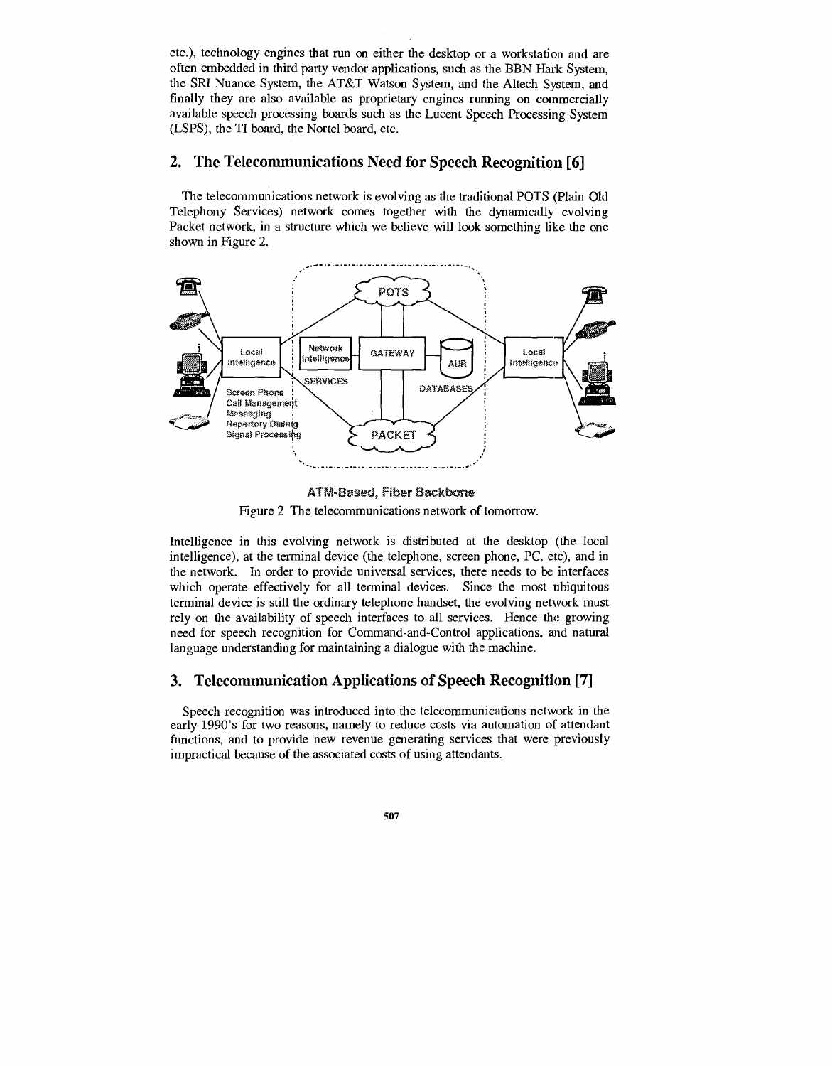etc.), technology engines that run on either the desktop or a workstation and are often embedded in third party vendor applications, such as the BBN Hark System, the SRI Nuance System, the AT&T Watson System, and the Altech System, and finally they are also available as proprietary engines running on commercially available speech processing boards such as the Lucent Speech Processing System (LSPS), the TI board, the Nortel board, etc.

## 2. The Telecommunications Need for Speech Recognition [6]

The telecommunications network is evolving as the traditional POTS (Plain Old Telephony Services) network comes together with the dynamically evolving Packet network, in a structure which we believe will look something like the one shown in Figure 2.

Figure 2 The telecommunications network of tomorrow.

Intelligence in this evolving network is distributed at the desktop (the local intelligence), at the terminal device (the telephone, screen phone, PC, etc), and in the network. In order to provide universal services, there needs to be interfaces which operate effectively for all terminal devices. Since the most ubiquitous terminal device is still the ordinary telephone handset, the evolving network must rely on the availability of speech interfaces to all services. Hence the growing need for speech recognition for Command-and-Control applications, and natural language understanding for maintaining a dialogue with the machine.

## 3. Telecommunication Applications of Speech Recognition [7]

Speech recognition was introduced into the telecommunications network in the early 1990's for two reasons, namely to reduce costs via automation of attendant functions, and to provide new revenue generating services that were previously impractical because of the associated costs of using attendants.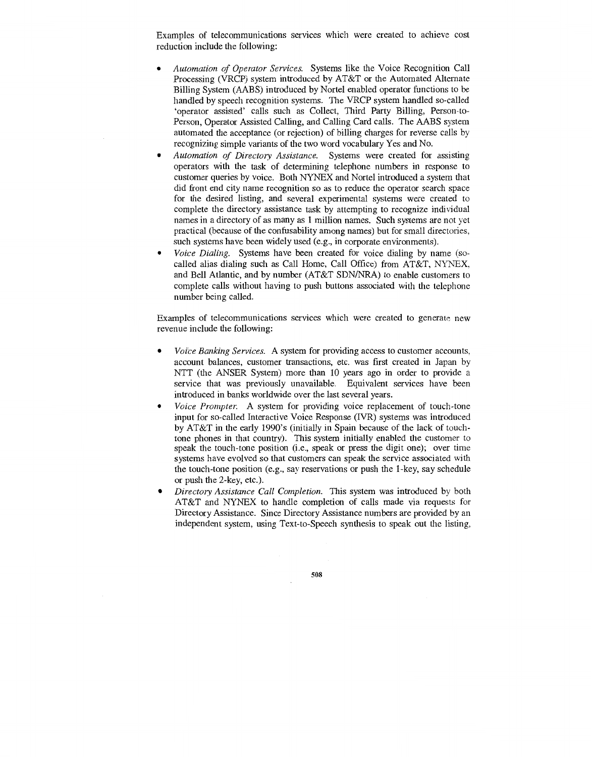Examples of telecommunications services which were created to achieve cost reduction include the following:

- *Automation of Operator Services.* Systems like the Voice Recognition Call Processing (VRCP) system introduced by AT&T or the Automated Alternate Billing System (AABS) introduced by Nortel enabled operator functions to be handled by speech recognition systems. The VRCP system handled so-called 'operator assisted' calls such as Collect, Third Party Billing, Person-to-Person, Operator Assisted Calling, and Calling Card calls. The AABS system automated the acceptance (or rejection) of billing charges for reverse calls by recognizing simple variants of the two word vocabulary Yes and No.
- *Automation of Directory Assistance.* Systems were created for assisting operators with the task of determining telephone numbers in response to customer queries by voice. Both NYNEX and Nortel introduced a system that did front end city name recognition so as to reduce the operator search space for the desired listing, and several experimental systems were created to complete the directory assistance task by attempting to recognize individual names in a directory of as many as 1 million names. Such systems are not yet practical (because of the confusability among names) but for small directories, such systems have been widely used (e.g., in corporate environments).
- *Voice Dialing.* Systems have been created for voice dialing by name (so-called alias dialing such as Call Home, Call Office) from AT&T, NYNEX, and Bell Atlantic, and by number (AT&T SDN/NRA) to enable customers to complete calls without having to push buttons associated with the telephone number being called.

Examples of telecommunications services which were created to generate new revenue include the following:

- *Voice Banking Services.* A system for providing access to customer accounts, account balances, customer transactions, etc. was first created in Japan by NTT (the ANSER System) more than 10 years ago in order to provide a service that was previously unavailable. Equivalent services have been introduced in banks worldwide over the last several years.
- *Voice Prompter.* A system for providing voice replacement of touch-tone input for so-called Interactive Voice Response (IVR) systems was introduced by AT&T in the early 1990's (initially in Spain because of the lack of touch-tone phones in that country). This system initially enabled the customer to speak the touch-tone position (i.e., speak or press the digit one); over time systems have evolved so that customers can speak the service associated with the touch-tone position (e.g., say reservations or push the 1-key, say schedule or push the 2-key, etc.).
- *Directory Assistance Call Completion.* This system was introduced by both AT&T and NYNEX to handle completion of calls made via requests for Directory Assistance. Since Directory Assistance numbers are provided by an independent system, using Text-to-Speech synthesis to speak out the listing,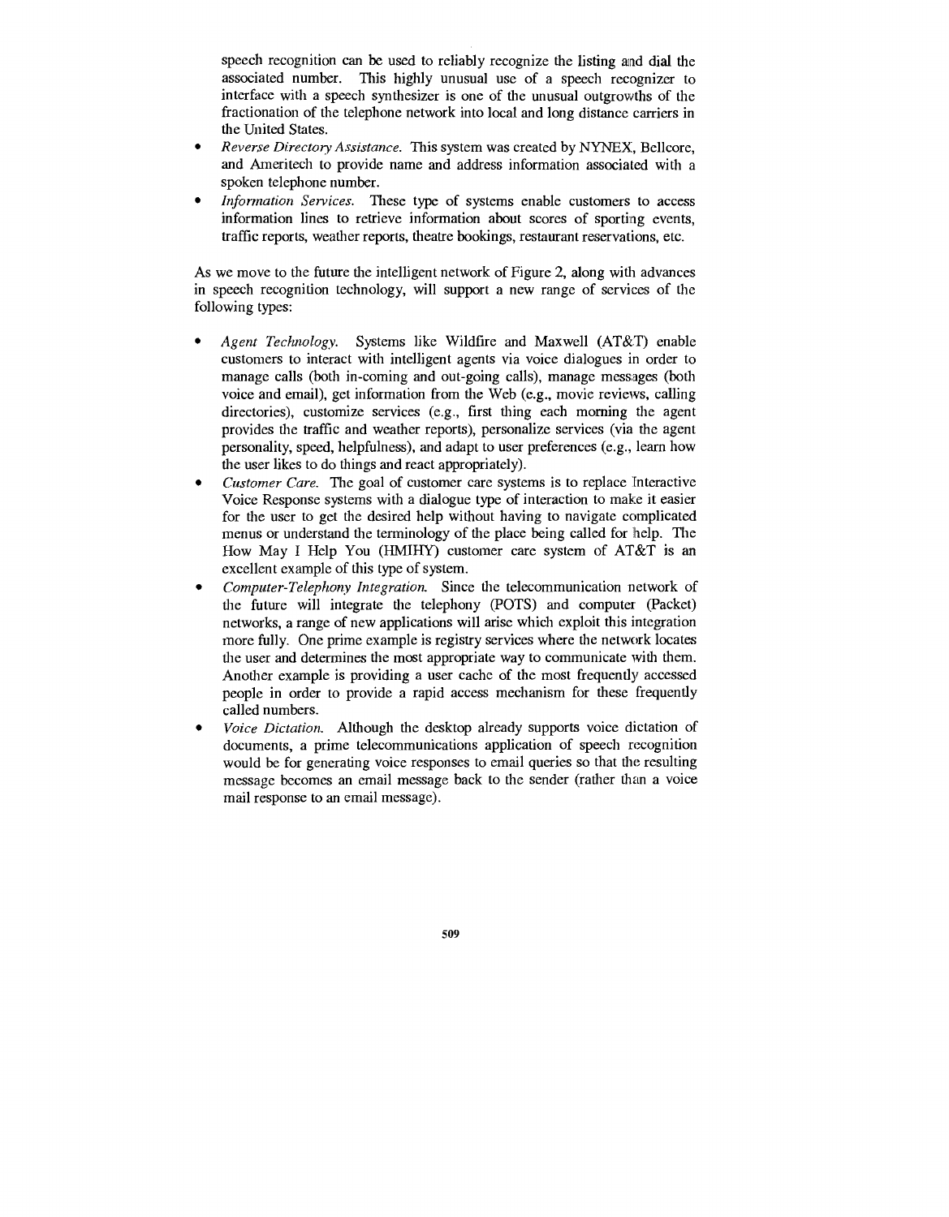speech recognition can be used to reliably recognize the listing and dial the associated number. This highly unusual use of a speech recognizer to interface with a speech synthesizer is one of the unusual outgrowths of the fractionation of the telephone network into local and long distance carriers in the United States.

- *Reverse Directory Assistance.* This system was created by NYNEX, Bellcore, and Ameritech to provide name and address information associated with a spoken telephone number.
- *Information Services.* These type of systems enable customers to access information lines to retrieve information about scores of sporting events, traffic reports, weather reports, theatre bookings, restaurant reservations, etc.

As we move to the future the intelligent network of Figure 2, along with advances in speech recognition technology, will support a new range of services of the following types:

- *Agent Technology.* Systems like Wildfire and Maxwell (AT&T) enable customers to interact with intelligent agents via voice dialogues in order to manage calls (both in-coming and out-going calls), manage messages (both voice and email), get information from the Web (e.g., movie reviews, calling directories), customize services (e.g., first thing each morning the agent provides the traffic and weather reports), personalize services (via the agent personality, speed, helpfulness), and adapt to user preferences (e.g., learn how the user likes to do things and react appropriately).
- *Customer Care.* The goal of customer care systems is to replace Interactive Voice Response systems with a dialogue type of interaction to make it easier for the user to get the desired help without having to navigate complicated menus or understand the terminology of the place being called for help. The How May I Help You (HMIHY) customer care system of AT&T is an excellent example of this type of system.
- *Computer-Telephony Integration.* Since the telecommunication network of the future will integrate the telephony (POTS) and computer (Packet) networks, a range of new applications will arise which exploit this integration more fully. One prime example is registry services where the network locates the user and determines the most appropriate way to communicate with them. Another example is providing a user cache of the most frequently accessed people in order to provide a rapid access mechanism for these frequently called numbers.
- *Voice Dictation.* Although the desktop already supports voice dictation of documents, a prime telecommunications application of speech recognition would be for generating voice responses to email queries so that the resulting message becomes an email message back to the sender (rather than a voice mail response to an email message).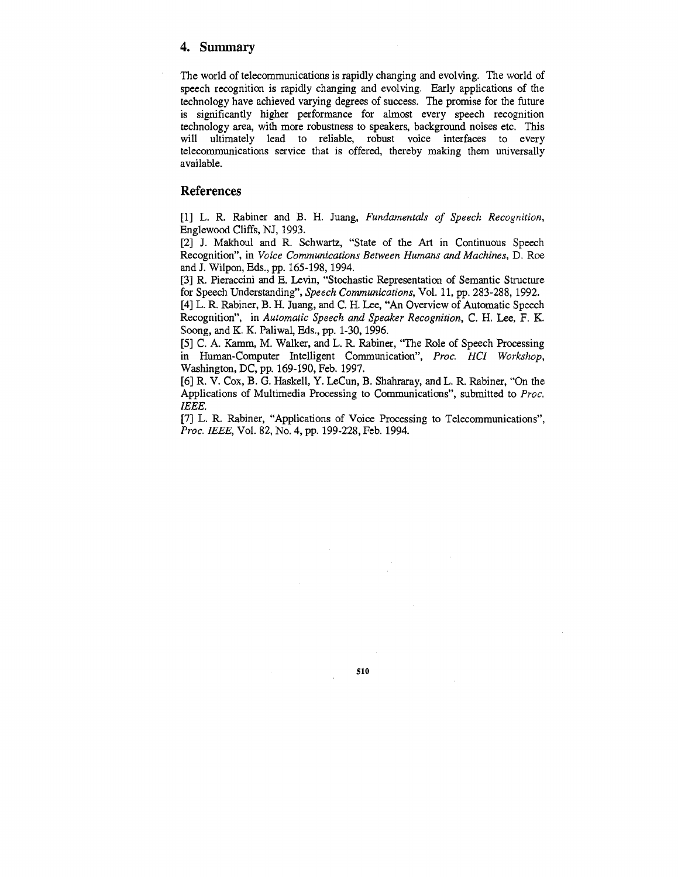## 4. Summary

The world of telecommunications is rapidly changing and evolving. The world of speech recognition is rapidly changing and evolving. Early applications of the technology have achieved varying degrees of success. The promise for the future is significantly higher performance for almost every speech recognition technology area, with more robustness to speakers, background noises etc. This will ultimately lead to reliable, robust voice interfaces to every telecommunications service that is offered, thereby making them universally available.

## References

[1] L. R. Rabiner and B. H. Juang, *Fundamentals of Speech Recognition*, Englewood Cliffs, NJ, 1993.

[2] J. Makhoul and R. Schwartz, "State of the Art in Continuous Speech Recognition", in *Voice Communications Between Humans and Machines*, D. Roe and J. Wilpon, Eds., pp. 165-198, 1994.

[3] R. Pieraccini and E. Levin, "Stochastic Representation of Semantic Structure for Speech Understanding", *Speech Communications*, Vol. 11, pp. 283-288, 1992.

[4] L. R. Rabiner, B. H. Juang, and C. H. Lee, "An Overview of Automatic Speech Recognition", in *Automatic Speech and Speaker Recognition*, C. H. Lee, F. K. Soong, and K. K. Paliwal, Eds., pp. 1-30, 1996.

[5] C. A. Kamm, M. Walker, and L. R. Rabiner, "The Role of Speech Processing in Human-Computer Intelligent Communication", *Proc. HCI Workshop*, Washington, DC, pp. 169-190, Feb. 1997.

[6] R. V. Cox, B. G. Haskell, Y. LeCun, B. Shahraray, and L. R. Rabiner, "On the Applications of Multimedia Processing to Communications", submitted to *Proc. IEEE*.

[7] L. R. Rabiner, "Applications of Voice Processing to Telecommunications", *Proc. IEEE*, Vol. 82, No. 4, pp. 199-228, Feb. 1994.